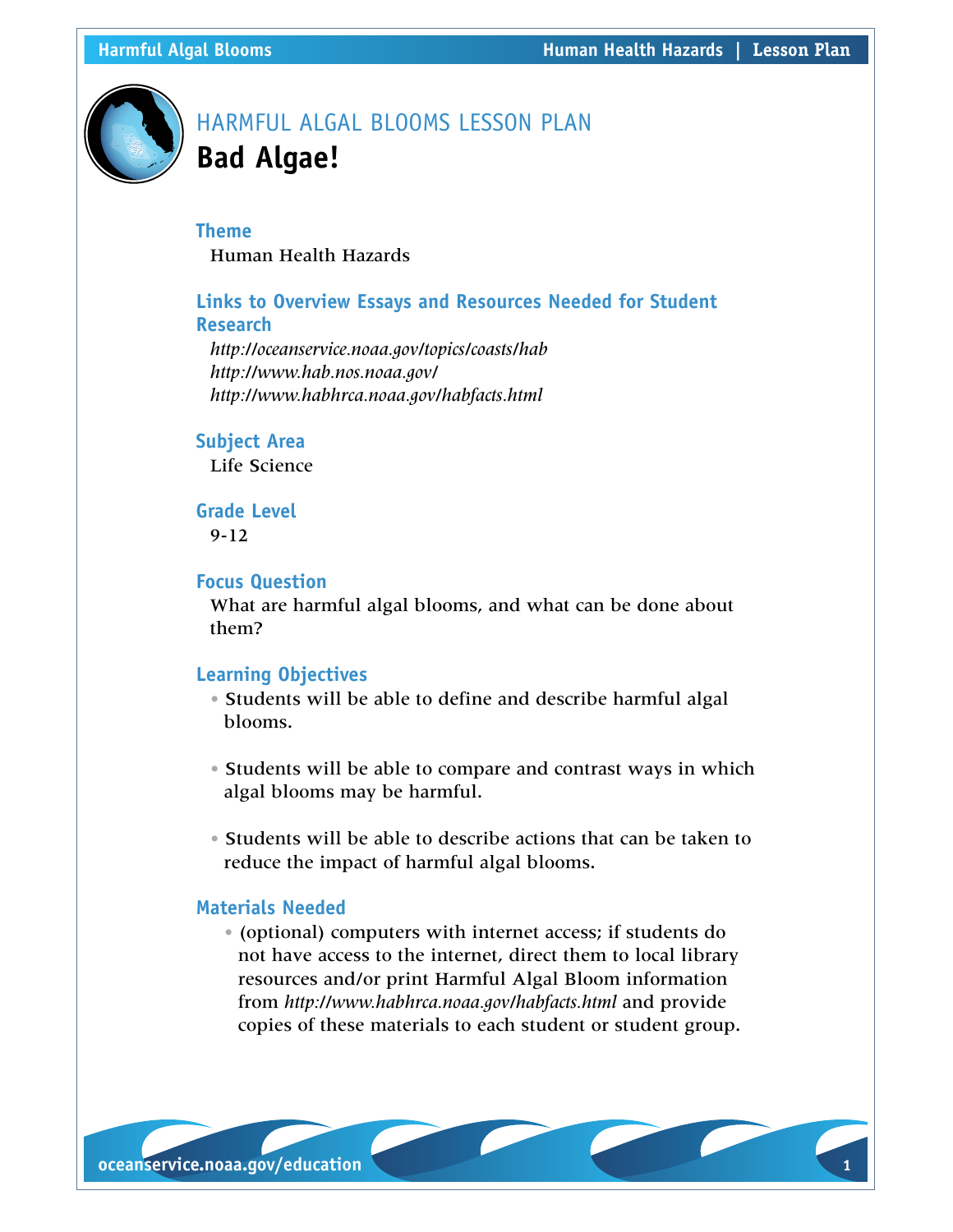# HARMFUL ALGAL BLOOMS LESSON PLAN

## Bad Algae!

### Theme

Human Health Hazards

### Links to Overview Essays and Resources Needed for Student Research

*http://oceanservice.noaa.gov/topics/coasts/hab*
*http://www.hab.nos.noaa.gov/*
*http://www.habhrca.noaa.gov/habfacts.html*

### Subject Area

Life Science

### Grade Level

9-12

### Focus Question

What are harmful algal blooms, and what can be done about them?

### Learning Objectives

- Students will be able to define and describe harmful algal blooms.
- Students will be able to compare and contrast ways in which algal blooms may be harmful.
- Students will be able to describe actions that can be taken to reduce the impact of harmful algal blooms.

### Materials Needed

- (optional) computers with internet access; if students do not have access to the internet, direct them to local library resources and/or print Harmful Algal Bloom information from *http://www.habhrca.noaa.gov/habfacts.html* and provide copies of these materials to each student or student group.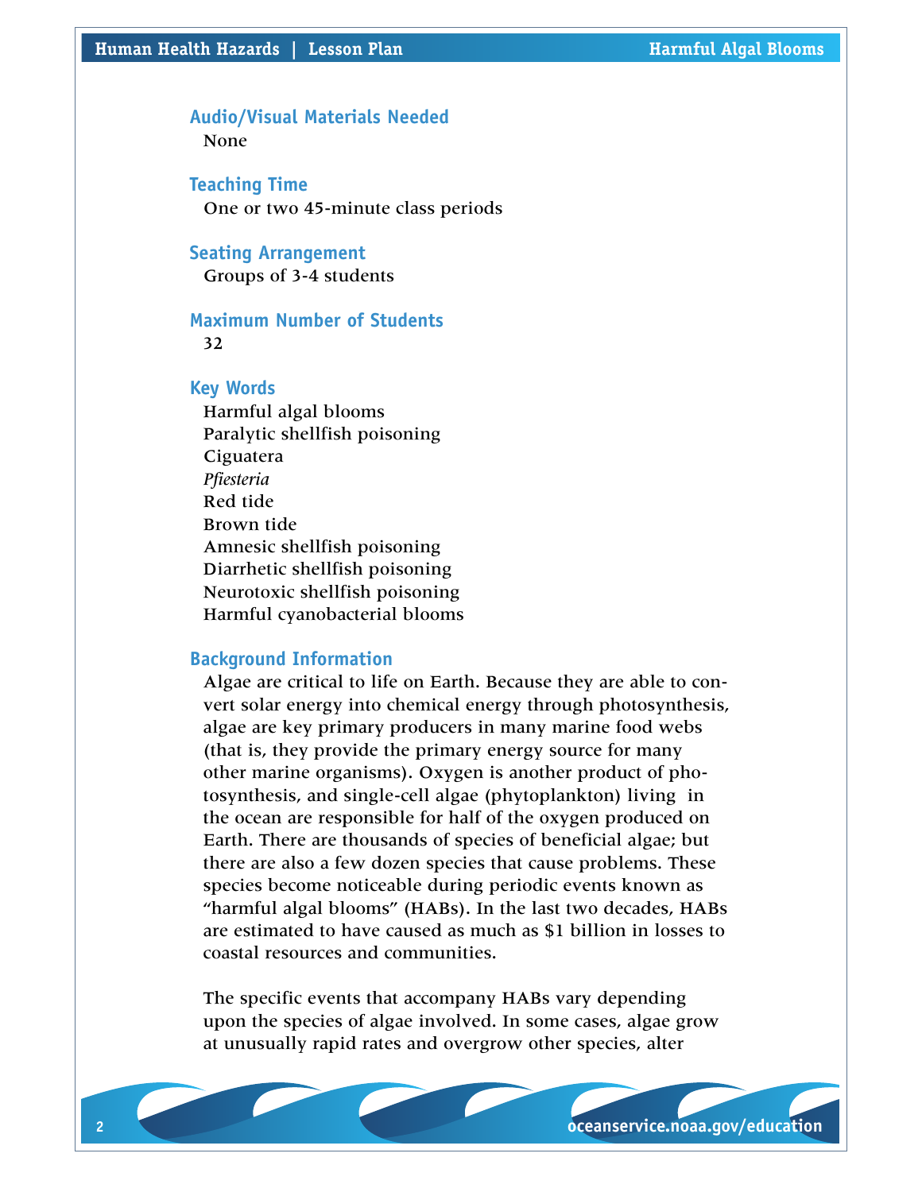## Audio/Visual Materials Needed

None

## Teaching Time

One or two 45-minute class periods

## Seating Arrangement

Groups of 3-4 students

## Maximum Number of Students

32

## Key Words

Harmful algal blooms
Paralytic shellfish poisoning
Ciguatera
*Pfiesteria*
Red tide
Brown tide
Amnesic shellfish poisoning
Diarrhetic shellfish poisoning
Neurotoxic shellfish poisoning
Harmful cyanobacterial blooms

## Background Information

Algae are critical to life on Earth. Because they are able to convert solar energy into chemical energy through photosynthesis, algae are key primary producers in many marine food webs (that is, they provide the primary energy source for many other marine organisms). Oxygen is another product of photosynthesis, and single-cell algae (phytoplankton) living in the ocean are responsible for half of the oxygen produced on Earth. There are thousands of species of beneficial algae; but there are also a few dozen species that cause problems. These species become noticeable during periodic events known as "harmful algal blooms" (HABs). In the last two decades, HABs are estimated to have caused as much as $1 billion in losses to coastal resources and communities.

The specific events that accompany HABs vary depending upon the species of algae involved. In some cases, algae grow at unusually rapid rates and overgrow other species, alter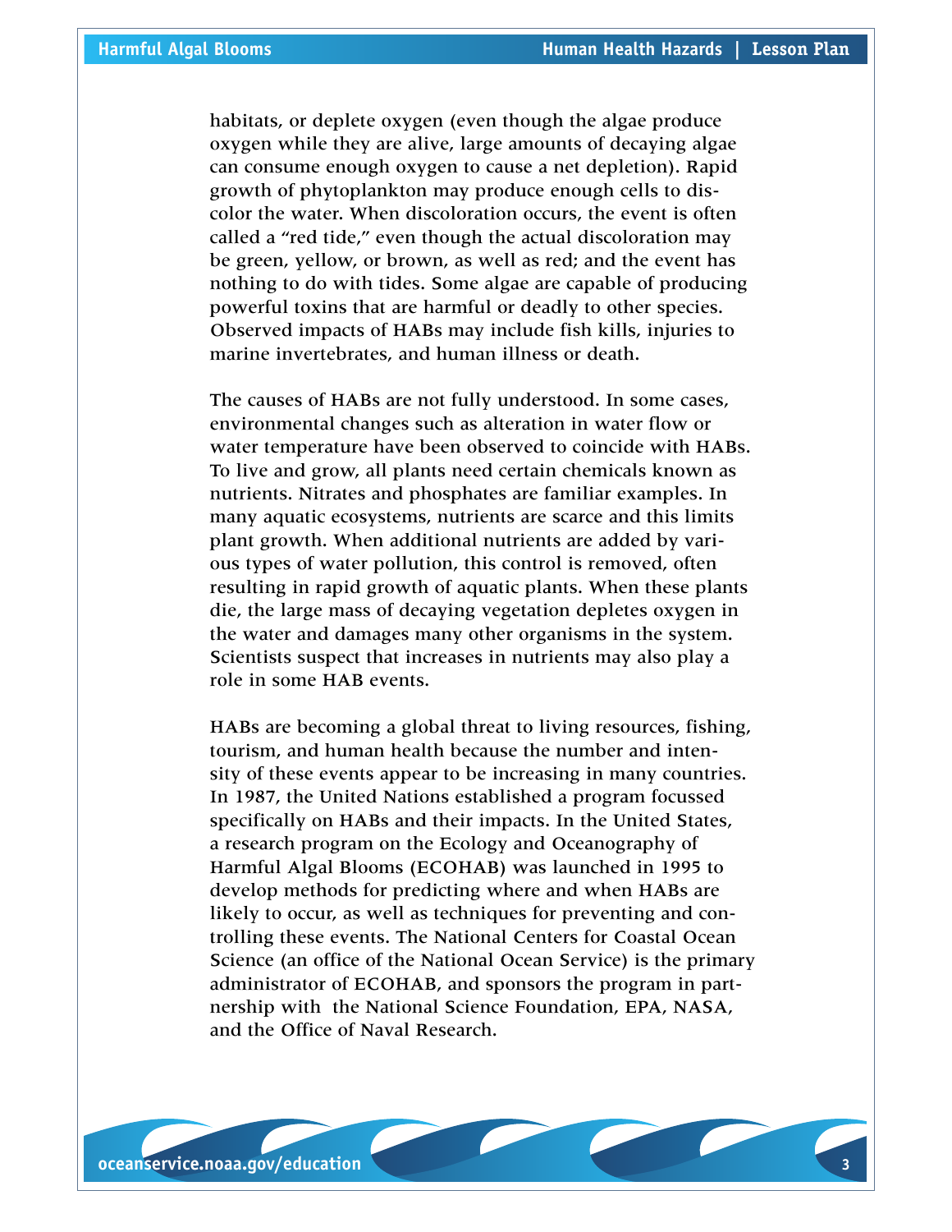habitats, or deplete oxygen (even though the algae produce oxygen while they are alive, large amounts of decaying algae can consume enough oxygen to cause a net depletion). Rapid growth of phytoplankton may produce enough cells to discolor the water. When discoloration occurs, the event is often called a "red tide," even though the actual discoloration may be green, yellow, or brown, as well as red; and the event has nothing to do with tides. Some algae are capable of producing powerful toxins that are harmful or deadly to other species. Observed impacts of HABs may include fish kills, injuries to marine invertebrates, and human illness or death.

The causes of HABs are not fully understood. In some cases, environmental changes such as alteration in water flow or water temperature have been observed to coincide with HABs. To live and grow, all plants need certain chemicals known as nutrients. Nitrates and phosphates are familiar examples. In many aquatic ecosystems, nutrients are scarce and this limits plant growth. When additional nutrients are added by various types of water pollution, this control is removed, often resulting in rapid growth of aquatic plants. When these plants die, the large mass of decaying vegetation depletes oxygen in the water and damages many other organisms in the system. Scientists suspect that increases in nutrients may also play a role in some HAB events.

HABs are becoming a global threat to living resources, fishing, tourism, and human health because the number and intensity of these events appear to be increasing in many countries. In 1987, the United Nations established a program focussed specifically on HABs and their impacts. In the United States, a research program on the Ecology and Oceanography of Harmful Algal Blooms (ECOHAB) was launched in 1995 to develop methods for predicting where and when HABs are likely to occur, as well as techniques for preventing and controlling these events. The National Centers for Coastal Ocean Science (an office of the National Ocean Service) is the primary administrator of ECOHAB, and sponsors the program in partnership with the National Science Foundation, EPA, NASA, and the Office of Naval Research.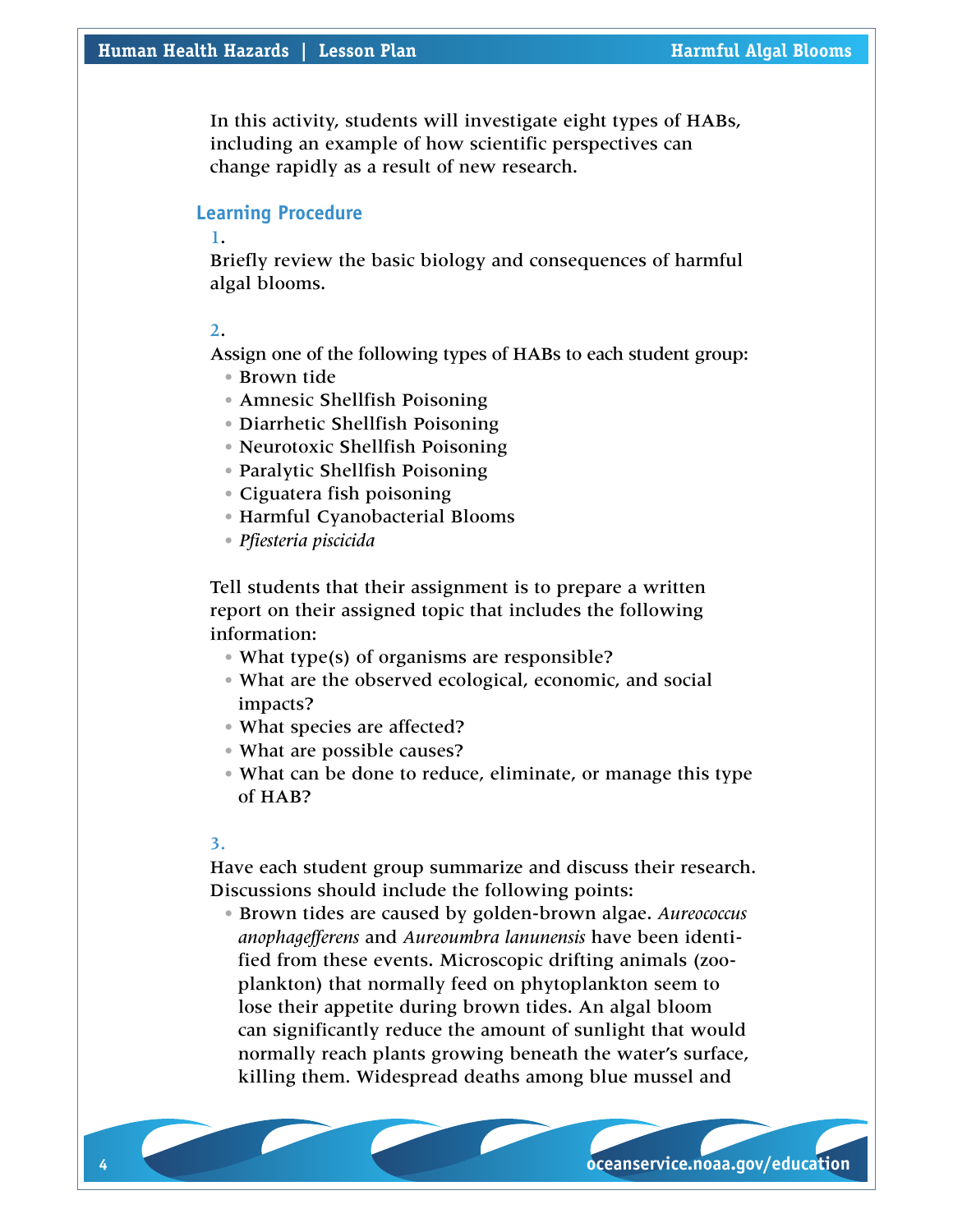In this activity, students will investigate eight types of HABs, including an example of how scientific perspectives can change rapidly as a result of new research.

## Learning Procedure

1.
Briefly review the basic biology and consequences of harmful algal blooms.

2.
Assign one of the following types of HABs to each student group:

- Brown tide
- Amnesic Shellfish Poisoning
- Diarrhetic Shellfish Poisoning
- Neurotoxic Shellfish Poisoning
- Paralytic Shellfish Poisoning
- Ciguatera fish poisoning
- Harmful Cyanobacterial Blooms
- *Pfiesteria piscicida*

Tell students that their assignment is to prepare a written report on their assigned topic that includes the following information:

- What type(s) of organisms are responsible?
- What are the observed ecological, economic, and social impacts?
- What species are affected?
- What are possible causes?
- What can be done to reduce, eliminate, or manage this type of HAB?

3.
Have each student group summarize and discuss their research. Discussions should include the following points:

- Brown tides are caused by golden-brown algae. *Aureococcus anophagefferens* and *Aureoumbra lanunensis* have been identified from these events. Microscopic drifting animals (zooplankton) that normally feed on phytoplankton seem to lose their appetite during brown tides. An algal bloom can significantly reduce the amount of sunlight that would normally reach plants growing beneath the water's surface, killing them. Widespread deaths among blue mussel and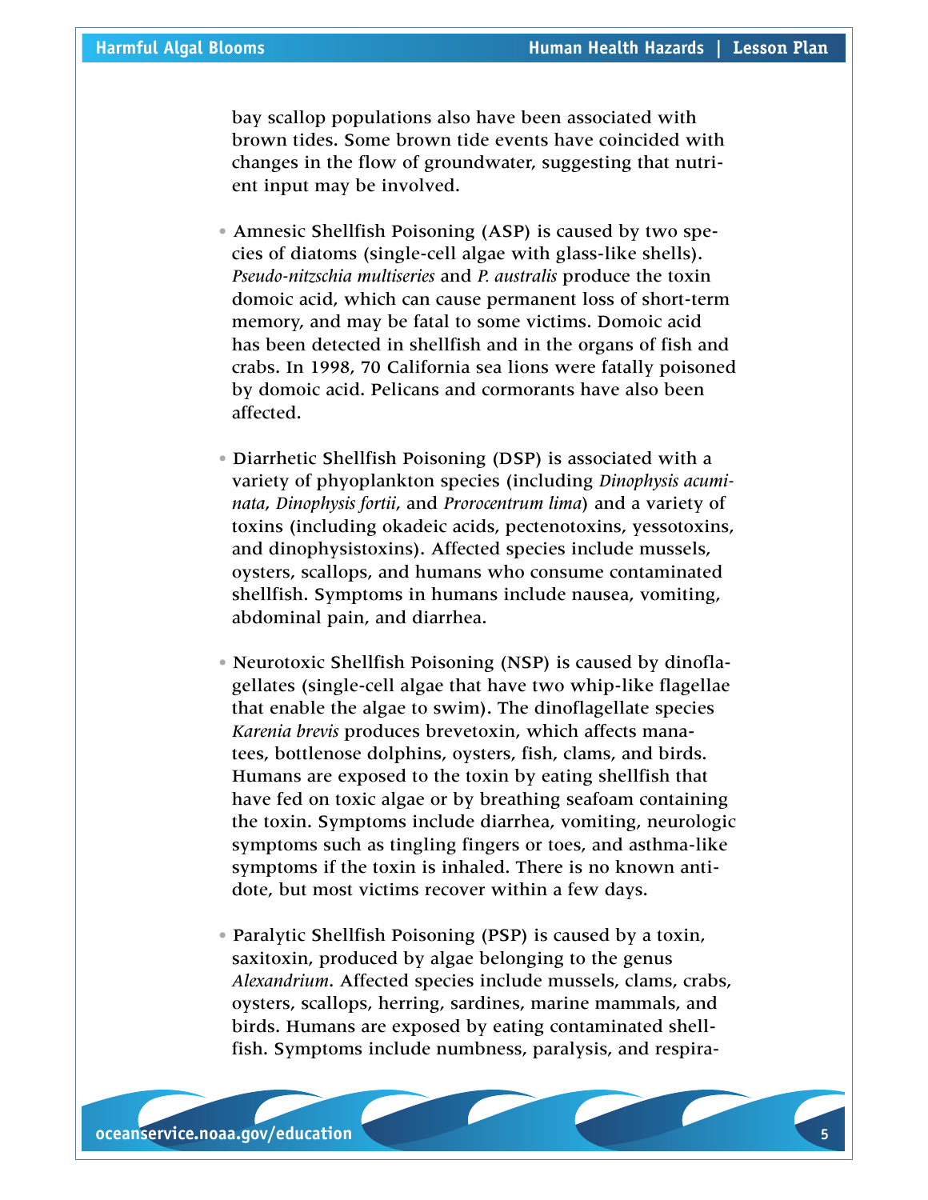bay scallop populations also have been associated with brown tides. Some brown tide events have coincided with changes in the flow of groundwater, suggesting that nutrient input may be involved.

- Amnesic Shellfish Poisoning (ASP) is caused by two species of diatoms (single-cell algae with glass-like shells). *Pseudo-nitzschia multiseries* and *P. australis* produce the toxin domoic acid, which can cause permanent loss of short-term memory, and may be fatal to some victims. Domoic acid has been detected in shellfish and in the organs of fish and crabs. In 1998, 70 California sea lions were fatally poisoned by domoic acid. Pelicans and cormorants have also been affected.

- Diarrhetic Shellfish Poisoning (DSP) is associated with a variety of phyoplankton species (including *Dinophysis acuminata*, *Dinophysis fortii*, and *Prorocentrum lima*) and a variety of toxins (including okadeic acids, pectenotoxins, yessotoxins, and dinophysistoxins). Affected species include mussels, oysters, scallops, and humans who consume contaminated shellfish. Symptoms in humans include nausea, vomiting, abdominal pain, and diarrhea.

- Neurotoxic Shellfish Poisoning (NSP) is caused by dinoflagellates (single-cell algae that have two whip-like flagellae that enable the algae to swim). The dinoflagellate species *Karenia brevis* produces brevetoxin, which affects manatees, bottlenose dolphins, oysters, fish, clams, and birds. Humans are exposed to the toxin by eating shellfish that have fed on toxic algae or by breathing seafoam containing the toxin. Symptoms include diarrhea, vomiting, neurologic symptoms such as tingling fingers or toes, and asthma-like symptoms if the toxin is inhaled. There is no known antidote, but most victims recover within a few days.

- Paralytic Shellfish Poisoning (PSP) is caused by a toxin, saxitoxin, produced by algae belonging to the genus *Alexandrium*. Affected species include mussels, clams, crabs, oysters, scallops, herring, sardines, marine mammals, and birds. Humans are exposed by eating contaminated shellfish. Symptoms include numbness, paralysis, and respira-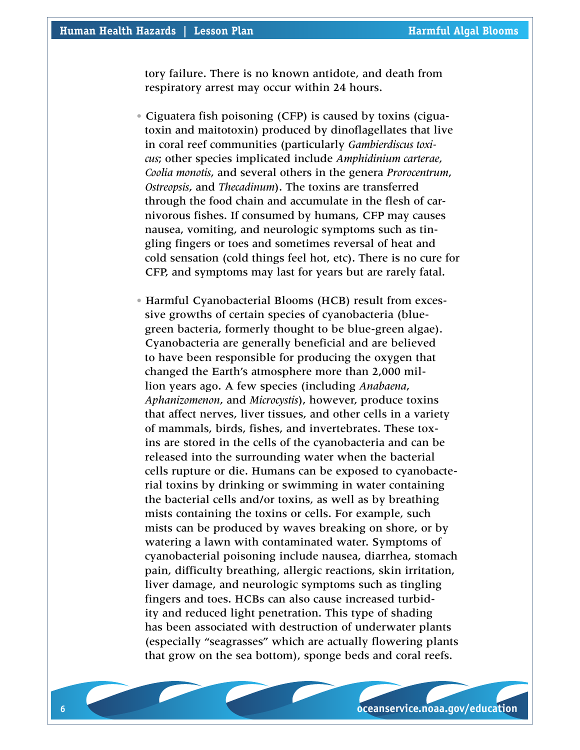tory failure. There is no known antidote, and death from respiratory arrest may occur within 24 hours.

- Ciguatera fish poisoning (CFP) is caused by toxins (ciguatoxin and maitotoxin) produced by dinoflagellates that live in coral reef communities (particularly *Gambierdiscus toxicus*; other species implicated include *Amphidinium carterae*, *Coolia monotis*, and several others in the genera *Prorocentrum*, *Ostreopsis*, and *Thecadinum*). The toxins are transferred through the food chain and accumulate in the flesh of carnivorous fishes. If consumed by humans, CFP may causes nausea, vomiting, and neurologic symptoms such as tingling fingers or toes and sometimes reversal of heat and cold sensation (cold things feel hot, etc). There is no cure for CFP, and symptoms may last for years but are rarely fatal.

- Harmful Cyanobacterial Blooms (HCB) result from excessive growths of certain species of cyanobacteria (blue-green bacteria, formerly thought to be blue-green algae). Cyanobacteria are generally beneficial and are believed to have been responsible for producing the oxygen that changed the Earth's atmosphere more than 2,000 million years ago. A few species (including *Anabaena*, *Aphanizomenon*, and *Microcystis*), however, produce toxins that affect nerves, liver tissues, and other cells in a variety of mammals, birds, fishes, and invertebrates. These toxins are stored in the cells of the cyanobacteria and can be released into the surrounding water when the bacterial cells rupture or die. Humans can be exposed to cyanobacterial toxins by drinking or swimming in water containing the bacterial cells and/or toxins, as well as by breathing mists containing the toxins or cells. For example, such mists can be produced by waves breaking on shore, or by watering a lawn with contaminated water. Symptoms of cyanobacterial poisoning include nausea, diarrhea, stomach pain, difficulty breathing, allergic reactions, skin irritation, liver damage, and neurologic symptoms such as tingling fingers and toes. HCBs can also cause increased turbidity and reduced light penetration. This type of shading has been associated with destruction of underwater plants (especially "seagrasses" which are actually flowering plants that grow on the sea bottom), sponge beds and coral reefs.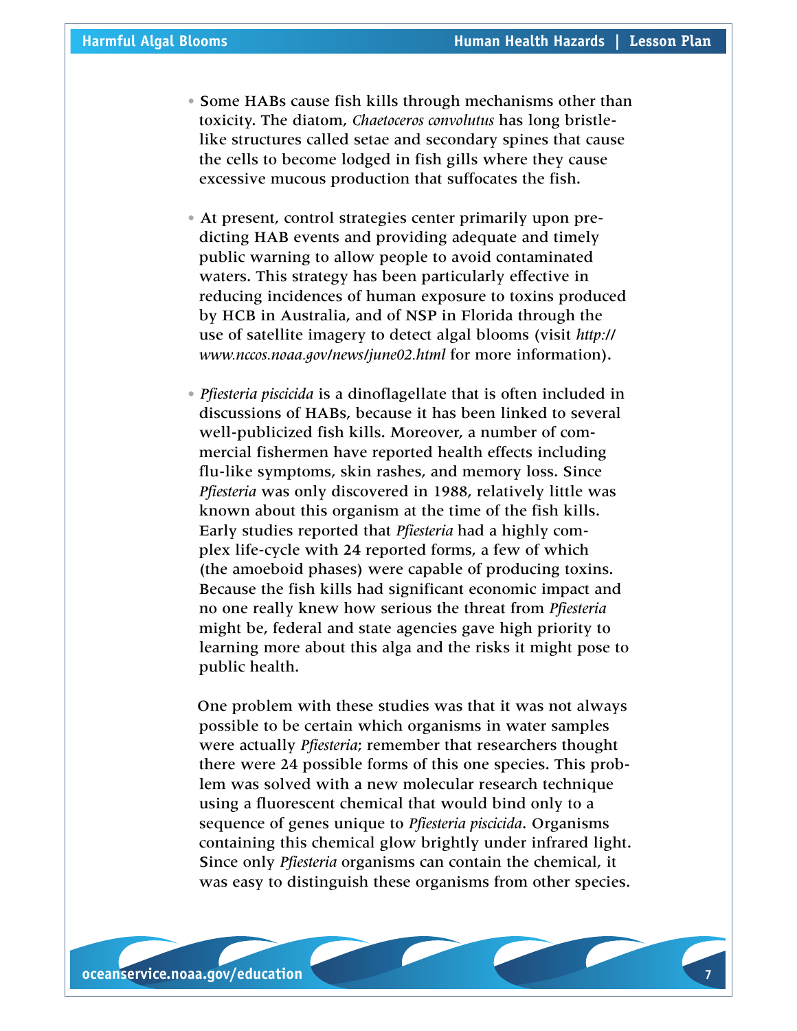- Some HABs cause fish kills through mechanisms other than toxicity. The diatom, *Chaetoceros convolutus* has long bristle-like structures called setae and secondary spines that cause the cells to become lodged in fish gills where they cause excessive mucous production that suffocates the fish.

- At present, control strategies center primarily upon predicting HAB events and providing adequate and timely public warning to allow people to avoid contaminated waters. This strategy has been particularly effective in reducing incidences of human exposure to toxins produced by HCB in Australia, and of NSP in Florida through the use of satellite imagery to detect algal blooms (visit *http://www.nccos.noaa.gov/news/june02.html* for more information).

- *Pfiesteria piscicida* is a dinoflagellate that is often included in discussions of HABs, because it has been linked to several well-publicized fish kills. Moreover, a number of commercial fishermen have reported health effects including flu-like symptoms, skin rashes, and memory loss. Since *Pfiesteria* was only discovered in 1988, relatively little was known about this organism at the time of the fish kills. Early studies reported that *Pfiesteria* had a highly complex life-cycle with 24 reported forms, a few of which (the amoeboid phases) were capable of producing toxins. Because the fish kills had significant economic impact and no one really knew how serious the threat from *Pfiesteria* might be, federal and state agencies gave high priority to learning more about this alga and the risks it might pose to public health.

  One problem with these studies was that it was not always possible to be certain which organisms in water samples were actually *Pfiesteria*; remember that researchers thought there were 24 possible forms of this one species. This problem was solved with a new molecular research technique using a fluorescent chemical that would bind only to a sequence of genes unique to *Pfiesteria piscicida*. Organisms containing this chemical glow brightly under infrared light. Since only *Pfiesteria* organisms can contain the chemical, it was easy to distinguish these organisms from other species.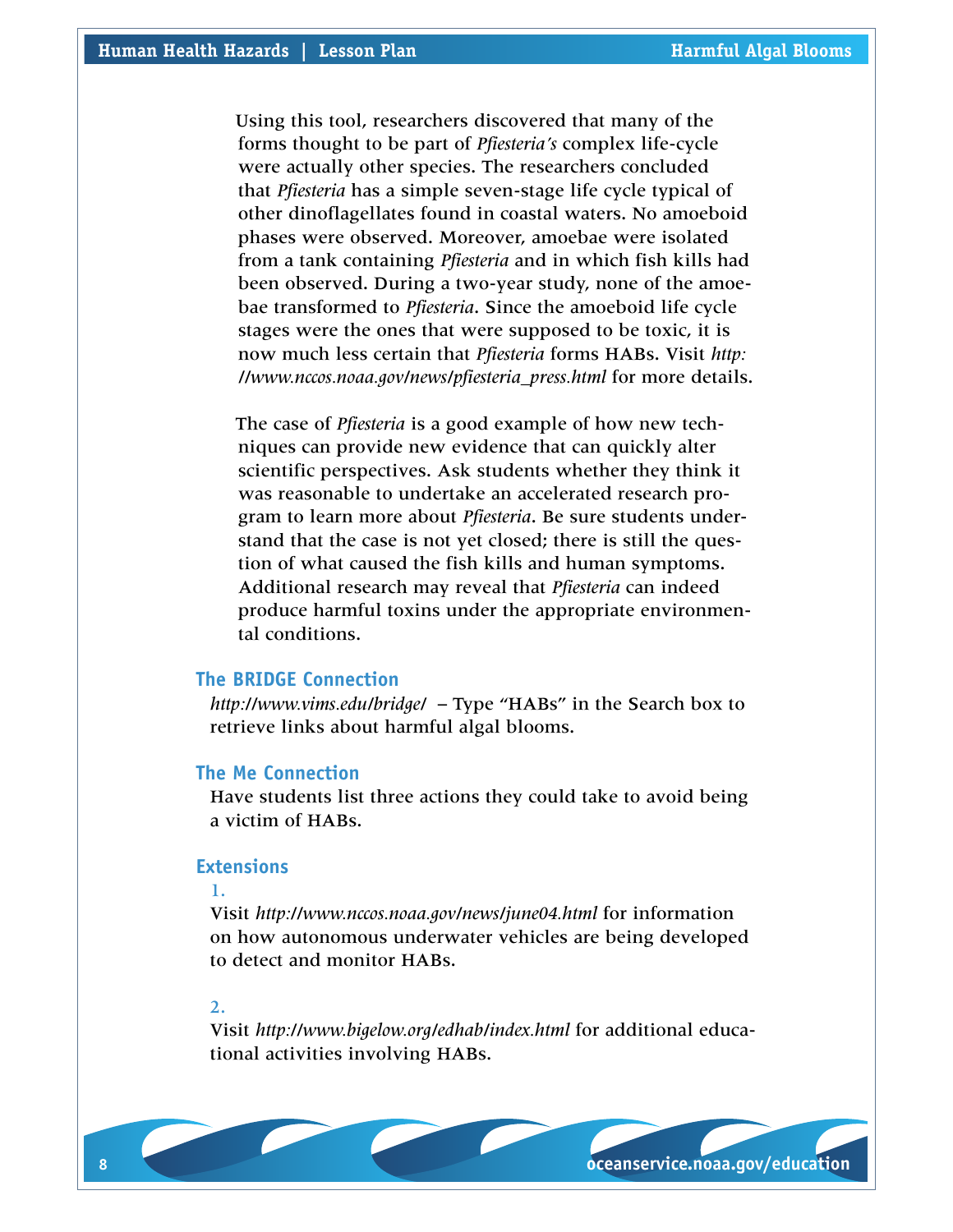Using this tool, researchers discovered that many of the forms thought to be part of *Pfiesteria's* complex life-cycle were actually other species. The researchers concluded that *Pfiesteria* has a simple seven-stage life cycle typical of other dinoflagellates found in coastal waters. No amoeboid phases were observed. Moreover, amoebae were isolated from a tank containing *Pfiesteria* and in which fish kills had been observed. During a two-year study, none of the amoebae transformed to *Pfiesteria*. Since the amoeboid life cycle stages were the ones that were supposed to be toxic, it is now much less certain that *Pfiesteria* forms HABs. Visit *http://www.nccos.noaa.gov/news/pfiesteria_press.html* for more details.

The case of *Pfiesteria* is a good example of how new techniques can provide new evidence that can quickly alter scientific perspectives. Ask students whether they think it was reasonable to undertake an accelerated research program to learn more about *Pfiesteria*. Be sure students understand that the case is not yet closed; there is still the question of what caused the fish kills and human symptoms. Additional research may reveal that *Pfiesteria* can indeed produce harmful toxins under the appropriate environmental conditions.

## The BRIDGE Connection

*http://www.vims.edu/bridge/* – Type "HABs" in the Search box to retrieve links about harmful algal blooms.

## The Me Connection

Have students list three actions they could take to avoid being a victim of HABs.

## Extensions

1. Visit *http://www.nccos.noaa.gov/news/june04.html* for information on how autonomous underwater vehicles are being developed to detect and monitor HABs.

2. Visit *http://www.bigelow.org/edhab/index.html* for additional educational activities involving HABs.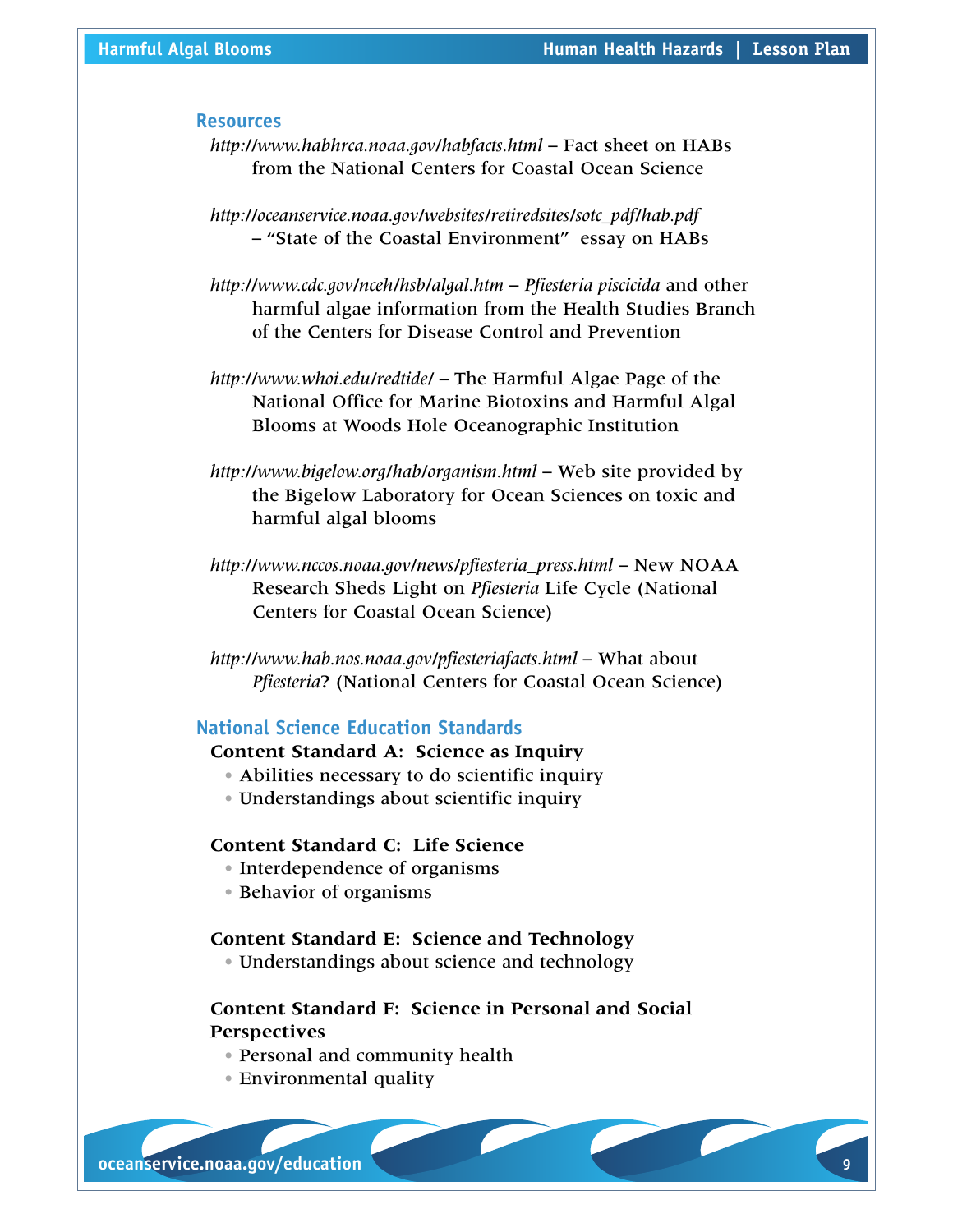## Resources

*http://www.habhrca.noaa.gov/habfacts.html* – Fact sheet on HABs from the National Centers for Coastal Ocean Science

*http://oceanservice.noaa.gov/websites/retiredsites/sotc_pdf/hab.pdf* – "State of the Coastal Environment" essay on HABs

*http://www.cdc.gov/nceh/hsb/algal.htm* – *Pfiesteria piscicida* and other harmful algae information from the Health Studies Branch of the Centers for Disease Control and Prevention

*http://www.whoi.edu/redtide/* – The Harmful Algae Page of the National Office for Marine Biotoxins and Harmful Algal Blooms at Woods Hole Oceanographic Institution

*http://www.bigelow.org/hab/organism.html* – Web site provided by the Bigelow Laboratory for Ocean Sciences on toxic and harmful algal blooms

*http://www.nccos.noaa.gov/news/pfiesteria_press.html* – New NOAA Research Sheds Light on *Pfiesteria* Life Cycle (National Centers for Coastal Ocean Science)

*http://www.hab.nos.noaa.gov/pfiesteriafacts.html* – What about *Pfiesteria*? (National Centers for Coastal Ocean Science)

## National Science Education Standards

**Content Standard A: Science as Inquiry**

- Abilities necessary to do scientific inquiry
- Understandings about scientific inquiry

**Content Standard C: Life Science**

- Interdependence of organisms
- Behavior of organisms

**Content Standard E: Science and Technology**

- Understandings about science and technology

**Content Standard F: Science in Personal and Social Perspectives**

- Personal and community health
- Environmental quality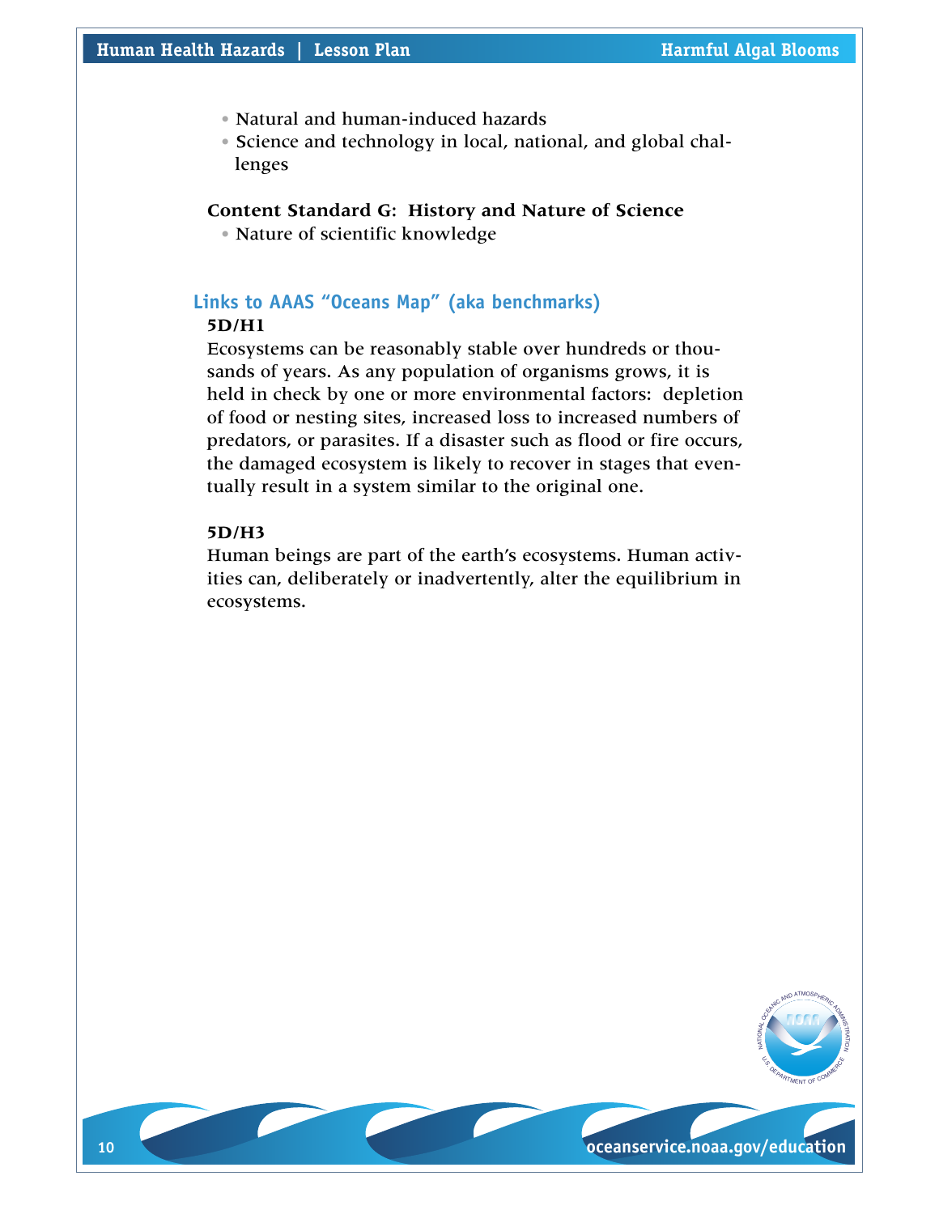- Natural and human-induced hazards
- Science and technology in local, national, and global challenges

**Content Standard G: History and Nature of Science**

- Nature of scientific knowledge

## Links to AAAS "Oceans Map" (aka benchmarks)

**5D/H1**

Ecosystems can be reasonably stable over hundreds or thousands of years. As any population of organisms grows, it is held in check by one or more environmental factors: depletion of food or nesting sites, increased loss to increased numbers of predators, or parasites. If a disaster such as flood or fire occurs, the damaged ecosystem is likely to recover in stages that eventually result in a system similar to the original one.

**5D/H3**

Human beings are part of the earth's ecosystems. Human activities can, deliberately or inadvertently, alter the equilibrium in ecosystems.